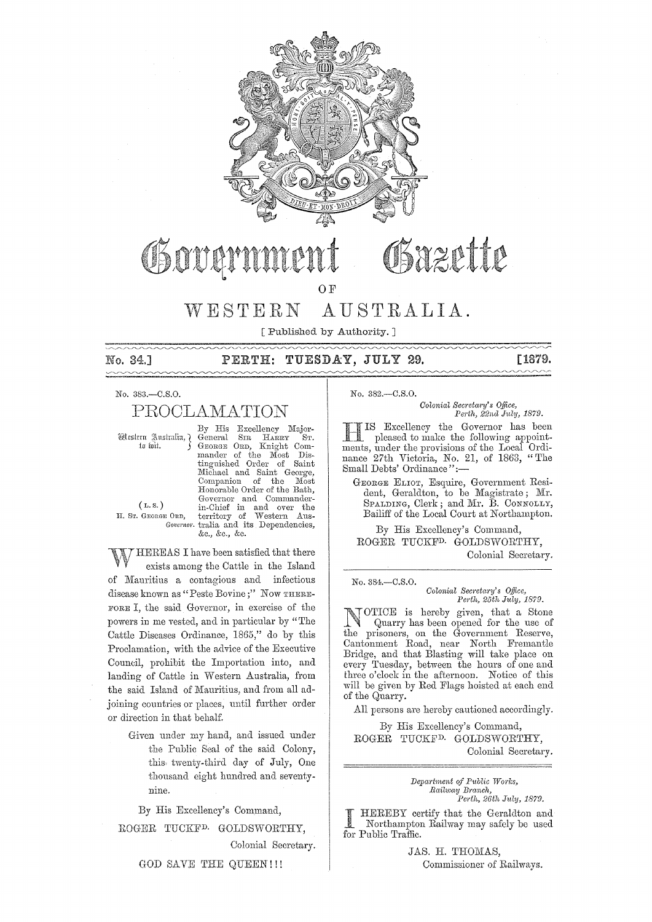# Government Gazette

## OF

# WESTERN AUSTRALIA.

[ Published by Authority. ]

**No. 34.] PERTH: TUESDAY, JULY 29. [1879.**

No. 383.—C.S.O.

## PROCLAMATION

Western Australia, to wit.

(L.S.)

H. ST. GEORGE ORD, Governor.

By His Excellency Major-General SIR HARRY ST. GEORGE ORD, Knight Commander of the Most Distinguished Order of Saint Michael and Saint George, Companion of the Most Honorable Order of the Bath, Governor and Commander-in-Chief in and over the territory of Western Australia and its Dependencies, &c., &c., &c.

WHEREAS I have been satisfied that there exists among the Cattle in the Island of Mauritius a contagious and infectious disease known as "Peste Bovine;" Now THEREFORE I, the said Governor, in exercise of the powers in me vested, and in particular by "The Cattle Diseases Ordinance, 1865," do by this Proclamation, with the advice of the Executive Council, prohibit the Importation into, and landing of Cattle in Western Australia, from the said Island of Mauritius, and from all adjoining countries or places, until further order or direction in that behalf.

Given under my hand, and issued under the Public Seal of the said Colony, this twenty-third day of July, One thousand eight hundred and seventy-nine.

By His Excellency's Command,

ROGER TUCKFD. GOLDSWORTHY,
Colonial Secretary.

GOD SAVE THE QUEEN!!!

---

No. 382.—C.S.O.

*Colonial Secretary's Office,*
*Perth, 22nd July, 1879.*

HIS Excellency the Governor has been pleased to make the following appointments, under the provisions of the Local Ordinance 27th Victoria, No. 21, of 1863, "The Small Debts' Ordinance":—

GEORGE ELIOT, Esquire, Government Resident, Geraldton, to be Magistrate; Mr. SPALDING, Clerk; and Mr. B. CONNOLLY, Bailiff of the Local Court at Northampton.

By His Excellency's Command,

ROGER TUCKFD. GOLDSWORTHY,
Colonial Secretary.

---

No. 384.—C.S.O.

*Colonial Secretary's Office,*
*Perth, 25th July, 1879.*

NOTICE is hereby given, that a Stone Quarry has been opened for the use of the prisoners, on the Government Reserve, Cantonment Road, near North Fremantle Bridge, and that Blasting will take place on every Tuesday, between the hours of one and three o'clock in the afternoon. Notice of this will be given by Red Flags hoisted at each end of the Quarry.

All persons are hereby cautioned accordingly.

By His Excellency's Command,

ROGER TUCKFD. GOLDSWORTHY,
Colonial Secretary.

---

*Department of Public Works,*
*Railway Branch,*
*Perth, 26th July, 1879.*

I HEREBY certify that the Geraldton and Northampton Railway may safely be used for Public Traffic.

JAS. H. THOMAS,
Commissioner of Railways.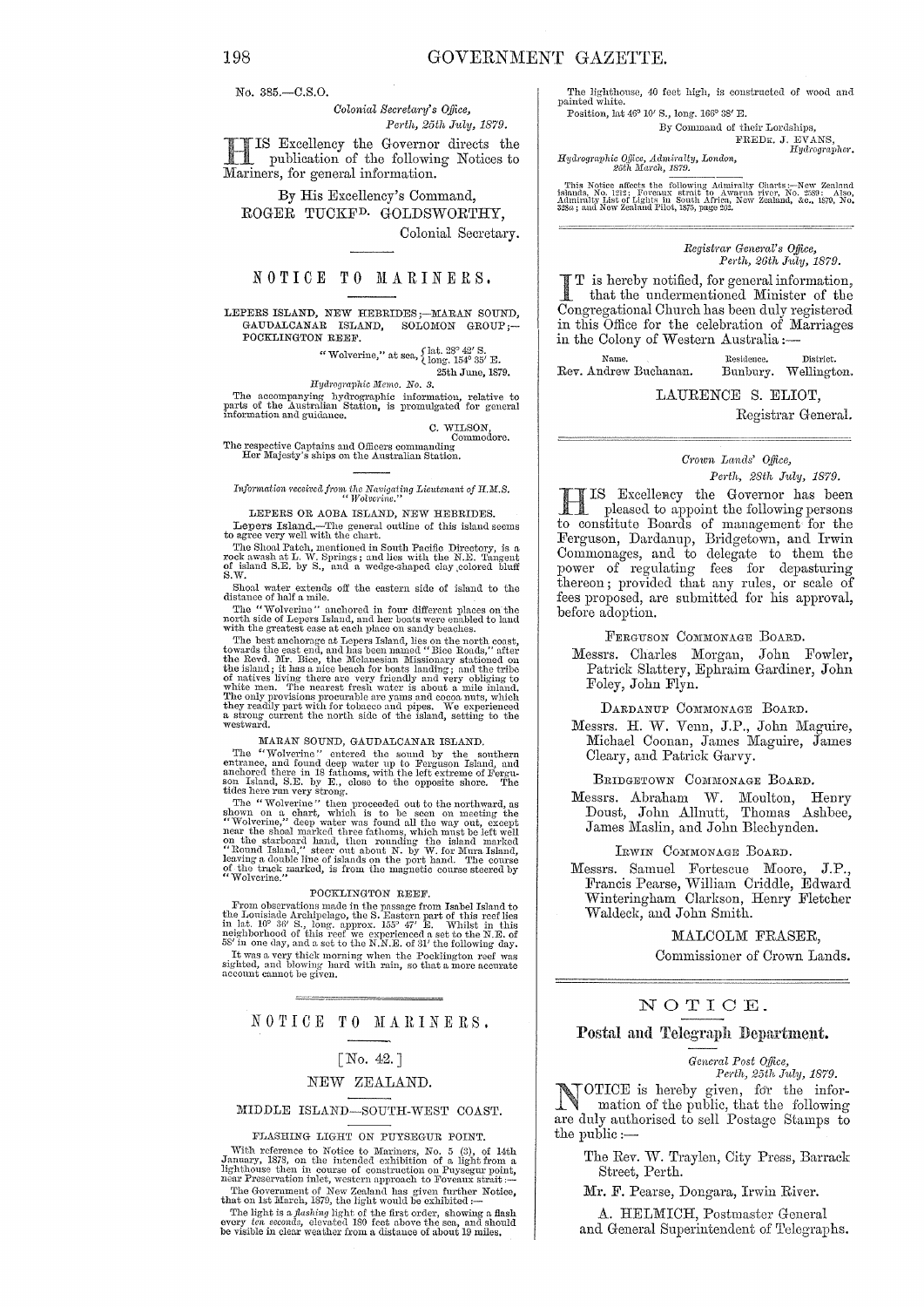No. 385.—C.S.O.

*Colonial Secretary's Office,*
*Perth, 25th July, 1879.*

HIS Excellency the Governor directs the publication of the following Notices to Mariners, for general information.

By His Excellency's Command,
ROGER TUCKFD. GOLDSWORTHY,
Colonial Secretary.

## NOTICE TO MARINERS.

LEPERS ISLAND, NEW HEBRIDES;—MARAN SOUND, GAUDALCANAR ISLAND, SOLOMON GROUP;—POCKLINGTON REEF.

"Wolverine," at sea, { lat. 28° 42' S. long. 154° 35' E.
25th June, 1879.

*Hydrographic Memo. No. 3.*

The accompanying hydrographic information, relative to parts of the Australian Station, is promulgated for general information and guidance.

C. WILSON,
Commodore.

The respective Captains and Officers commanding Her Majesty's ships on the Australian Station.

*Information received from the Navigating Lieutenant of H.M.S. "Wolverine."*

LEPERS OR AOBA ISLAND, NEW HEBRIDES.

**Lepers Island.**—The general outline of this island seems to agree very well with the chart.

The Shoal Patch, mentioned in South Pacific Directory, is a rock awash at L. W. Springs; and lies with the N.E. Tangent of island S.E. by S., and a wedge-shaped clay colored bluff S.W.

Shoal water extends off the eastern side of island to the distance of half a mile.

The "Wolverine" anchored in four different places on the north side of Lepers Island, and her boats were enabled to land with the greatest ease at each place on sandy beaches.

The best anchorage at Lepers Island, lies on the north coast, towards the east end, and has been named "Bice Roads," after the Revd. Mr. Bice, the Melanesian Missionary stationed on the island; it has a nice beach for boats landing; and the tribe of natives living there are very friendly and very obliging to white men. The nearest fresh water is about a mile inland. The only provisions procurable are yams and cocoa nuts, which they readily part with for tobacco and pipes. We experienced a strong current the north side of the island, setting to the westward.

MARAN SOUND, GAUDALCANAR ISLAND.

The "Wolverine" entered the sound by the southern entrance, and found deep water up to Ferguson Island, and anchored there in 18 fathoms, with the left extreme of Ferguson Island, S.E. by E., close to the opposite shore. The tides here run very strong.

The "Wolverine" then proceeded out to the northward, as shown on a chart, which is to be seen on meeting the "Wolverine," deep water was found all the way out, except near the shoal marked three fathoms, which must be left well on the starboard hand, then rounding the island marked "Round Island," steer out about N. by W. for Mura Island, leaving a double line of islands on the port hand. The course of the track marked, is from the magnetic course steered by "Wolverine."

POCKLINGTON REEF.

From observations made in the passage from Isabel Island to the Louisiade Archipelago, the S. Eastern part of this reef lies in lat. 10° 36' S., long. approx. 155° 47' E. Whilst in this neighborhood of this reef we experienced a set to the N.E. of 58' in one day, and a set to the N.N.E. of 31' the following day.

It was a very thick morning when the Pocklington reef was sighted, and blowing hard with rain, so that a more accurate account cannot be given.

## NOTICE TO MARINERS.

[No. 42.]

NEW ZEALAND.

MIDDLE ISLAND—SOUTH-WEST COAST.

FLASHING LIGHT ON PUYSEGUR POINT.

With reference to Notice to Mariners, No. 5 (3), of 14th January, 1878, on the intended exhibition of a light from a lighthouse then in course of construction on Puysegur point, near Preservation inlet, western approach to Foveaux strait:—

The Government of New Zealand has given further Notice, that on 1st March, 1879, the light would be exhibited:—

The light is a *flashing* light of the first order, showing a flash every *ten seconds*, elevated 180 feet above the sea, and should be visible in clear weather from a distance of about 19 miles.

The lighthouse, 40 feet high, is constructed of wood and painted white.

Position, lat 46° 10' S., long. 166° 38' E.

By Command of their Lordships,
FREDK. J. EVANS,
*Hydrographer.*

*Hydrographic Office, Admiralty, London,*
*25th March, 1879.*

This Notice affects the following Admiralty Charts:—New Zealand islands, No. 1212; Foveaux strait to Awarua river, No. 2589: Also, Admiralty List of Lights in South Africa, New Zealand, &c., 1879, No. 328a; and New Zealand Pilot, 1875, page 202.

---

*Registrar General's Office,*
*Perth, 26th July, 1879.*

IT is hereby notified, for general information, that the undermentioned Minister of the Congregational Church has been duly registered in this Office for the celebration of Marriages in the Colony of Western Australia:—

| Name. | Residence. | District. |
|---|---|---|
| Rev. Andrew Buchanan. | Bunbury. | Wellington. |

LAURENCE S. ELIOT,
Registrar General.

---

*Crown Lands' Office,*
*Perth, 28th July, 1879.*

HIS Excellency the Governor has been pleased to appoint the following persons to constitute Boards of management for the Ferguson, Dardanup, Bridgetown, and Irwin Commonages, and to delegate to them the power of regulating fees for depasturing thereon; provided that any rules, or scale of fees proposed, are submitted for his approval, before adoption.

FERGUSON COMMONAGE BOARD.

Messrs. Charles Morgan, John Fowler, Patrick Slattery, Ephraim Gardiner, John Foley, John Flyn.

DARDANUP COMMONAGE BOARD.

Messrs. H. W. Venn, J.P., John Maguire, Michael Coonan, James Maguire, James Cleary, and Patrick Garvy.

BRIDGETOWN COMMONAGE BOARD.

Messrs. Abraham W. Moulton, Henry Doust, John Allnutt, Thomas Ashbee, James Maslin, and John Blechynden.

IRWIN COMMONAGE BOARD.

Messrs. Samuel Fortescue Moore, J.P., Francis Pearse, William Criddle, Edward Winteringham Clarkson, Henry Fletcher Waldeck, and John Smith.

MALCOLM FRASER,
Commissioner of Crown Lands.

---

## NOTICE.

### Postal and Telegraph Department.

*General Post Office,*
*Perth, 25th July, 1879.*

NOTICE is hereby given, for the information of the public, that the following are duly authorised to sell Postage Stamps to the public:—

The Rev. W. Traylen, City Press, Barrack Street, Perth.

Mr. F. Pearse, Dongara, Irwin River.

A. HELMICH, Postmaster General
and General Superintendent of Telegraphs.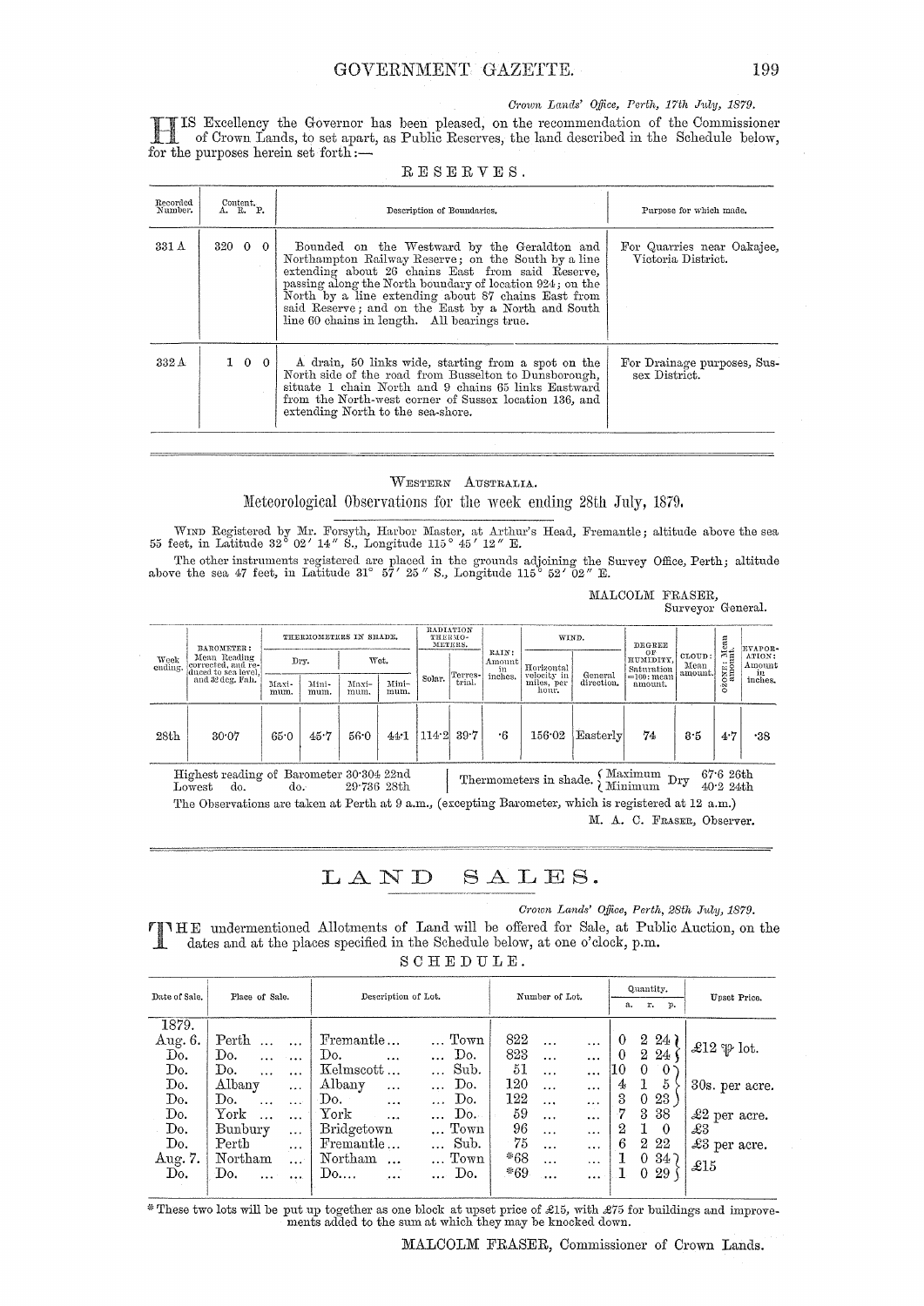*Crown Lands' Office, Perth, 17th July, 1879.*

HIS Excellency the Governor has been pleased, on the recommendation of the Commissioner of Crown Lands, to set apart, as Public Reserves, the land described in the Schedule below, for the purposes herein set forth:—

## RESERVES.

| Recorded Number. | Content. A. R. P. | Description of Boundaries. | Purpose for which made. |
|---|---|---|---|
| 331 A | 320 0 0 | Bounded on the Westward by the Geraldton and Northampton Railway Reserve; on the South by a line extending about 26 chains East from said Reserve, passing along the North boundary of location 924; on the North by a line extending about 87 chains East from said Reserve; and on the East by a North and South line 60 chains in length. All bearings true. | For Quarries near Oakajee, Victoria District. |
| 332 A | 1 0 0 | A drain, 50 links wide, starting from a spot on the North side of the road from Busselton to Dunsborough, situate 1 chain North and 9 chains 65 links Eastward from the North-west corner of Sussex location 136, and extending North to the sea-shore. | For Drainage purposes, Sussex District. |

---

WESTERN AUSTRALIA.

## Meteorological Observations for the week ending 28th July, 1879.

WIND Registered by Mr. Forsyth, Harbor Master, at Arthur's Head, Fremantle; altitude above the sea 55 feet, in Latitude 32° 02′ 14″ S., Longitude 115° 45′ 12″ E.

The other instruments registered are placed in the grounds adjoining the Survey Office, Perth; altitude above the sea 47 feet, in Latitude 31° 57′ 25″ S., Longitude 115° 52′ 02″ E.

MALCOLM FRASER,
Surveyor General.

| Week ending. | BAROMETER: Mean Reading corrected, and reduced to sea level, and 32 deg. Fah. | THERMOMETERS IN SHADE. Dry. Maximum. | Dry. Minimum. | Wet. Maximum. | Wet. Minimum. | RADIATION THERMOMETERS. Solar. | Terrestrial. | RAIN: Amount in inches. | WIND. Horizontal velocity in miles, per hour. | General direction. | DEGREE OF HUMIDITY, Saturation =100: mean amount. | CLOUD: Mean amount. | OZONE: Mean amount. | EVAPORATION: Amount in inches. |
|---|---|---|---|---|---|---|---|---|---|---|---|---|---|---|
| 28th | 30·07 | 65·0 | 45·7 | 56·0 | 44·1 | 114·2 | 39·7 | ·6 | 156·02 | Easterly | 74 | 8·5 | 4·7 | ·38 |

Highest reading of Barometer 30·304 22nd
Lowest do. do. 29·736 28th

Thermometers in shade. { Maximum } Dry 67·6 26th; { Minimum } Dry 40·2 24th

The Observations are taken at Perth at 9 a.m., (excepting Barometer, which is registered at 12 a.m.)

M. A. C. FRASER, Observer.

---

# LAND SALES.

*Crown Lands' Office, Perth, 28th July, 1879.*

THE undermentioned Allotments of Land will be offered for Sale, at Public Auction, on the dates and at the places specified in the Schedule below, at one o'clock, p.m.

SCHEDULE.

| Date of Sale. | Place of Sale. | Description of Lot. | Number of Lot. | Quantity. a. r. p. | Upset Price. |
|---|---|---|---|---|---|
| 1879. | | | | | |
| Aug. 6. | Perth | Fremantle ... Town | 822 | 0 2 24 | £12 ℔ lot. |
| Do. | Do. | Do. ... Do. | 823 | 0 2 24 | |
| Do. | Do. | Kelmscott ... Sub. | 51 | 10 0 0 | 30s. per acre. |
| Do. | Albany | Albany ... Do. | 120 | 4 1 5 | |
| Do. | Do. | Do. ... Do. | 122 | 3 0 23 | |
| Do. | York | York ... Do. | 59 | 7 3 38 | £2 per acre. |
| Do. | Bunbury | Bridgetown ... Town | 96 | 2 1 0 | £3 |
| Do. | Perth | Fremantle ... Sub. | 75 | 6 2 22 | £3 per acre. |
| Aug. 7. | Northam | Northam ... Town | *68 | 1 0 34 | £15 |
| Do. | Do. | Do. ... Do. | *69 | 1 0 29 | |

* These two lots will be put up together as one block at upset price of £15, with £75 for buildings and improvements added to the sum at which they may be knocked down.

MALCOLM FRASER, Commissioner of Crown Lands.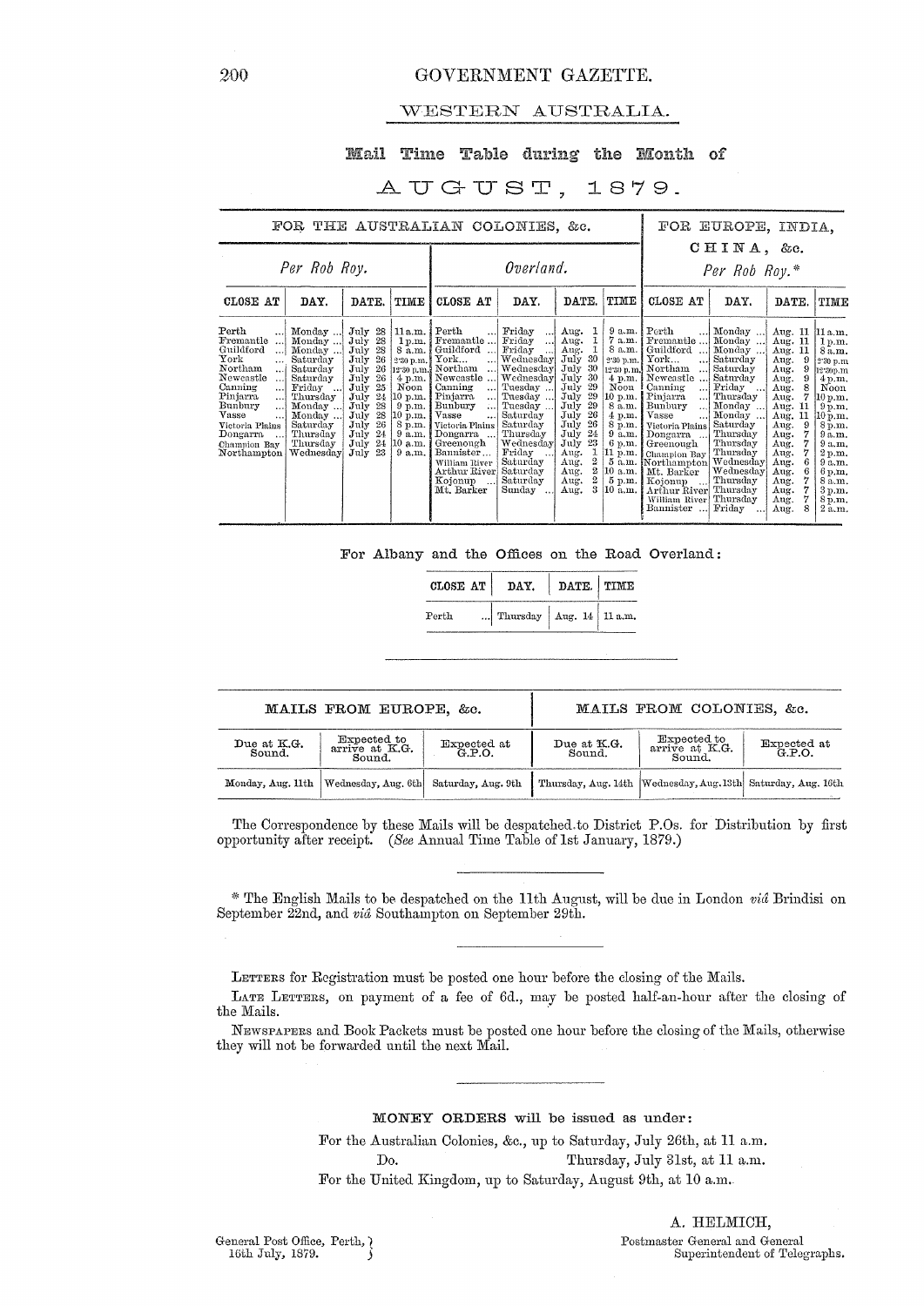# GOVERNMENT GAZETTE.

## WESTERN AUSTRALIA.

### Mail Time Table during the Month of

### AUGUST, 1879.

| FOR THE AUSTRALIAN COLONIES, &c. | | | | | | | | FOR EUROPE, INDIA, CHINA, &c. | | | |
|---|---|---|---|---|---|---|---|---|---|---|---|
| *Per Rob Roy.* | | | | *Overland.* | | | | *Per Rob Roy.** | | | |
| CLOSE AT | DAY. | DATE. | TIME | CLOSE AT | DAY. | DATE. | TIME | CLOSE AT | DAY. | DATE. | TIME |
| Perth ... | Monday ... | July 28 | 11 a.m. | Perth ... | Friday ... | Aug. 1 | 9 a.m. | Perth ... | Monday ... | Aug. 11 | 11 a.m. |
| Fremantle ... | Monday ... | July 28 | 1 p.m. | Fremantle ... | Friday ... | Aug. 1 | 7 a.m. | Fremantle ... | Monday ... | Aug. 11 | 1 p.m. |
| Guildford ... | Monday ... | July 28 | 8 a.m. | Guildford ... | Friday ... | Aug. 1 | 8 a.m. | Guildford ... | Monday ... | Aug. 11 | 8 a.m. |
| York ... | Saturday | July 26 | 2·30 p.m. | York... ... | Wednesday | July 30 | 2·30 p.m. | York... ... | Saturday | Aug. 9 | 2·30 p.m. |
| Northam ... | Saturday | July 26 | 12·30 p.m. | Northam ... | Wednesday | July 30 | 12·30 p.m. | Northam ... | Saturday | Aug. 9 | 12·30 p.m. |
| Newcastle ... | Saturday | July 26 | 4 p.m. | Newcastle ... | Wednesday | July 30 | 4 p.m. | Newcastle ... | Saturday | Aug. 9 | 4 p.m. |
| Canning ... | Friday ... | July 25 | Noon | Canning ... | Tuesday ... | July 29 | Noon | Canning ... | Friday ... | Aug. 8 | Noon |
| Pinjarra ... | Thursday | July 24 | 10 p.m. | Pinjarra ... | Tuesday ... | July 29 | 10 p.m. | Pinjarra ... | Thursday | Aug. 7 | 10 p.m. |
| Bunbury ... | Monday ... | July 28 | 9 p.m. | Bunbury ... | Tuesday ... | July 29 | 8 a.m. | Bunbury ... | Monday ... | Aug. 11 | 9 p.m. |
| Vasse ... | Monday ... | July 28 | 10 p.m. | Vasse ... | Saturday | July 26 | 4 p.m. | Vasse ... | Monday ... | Aug. 11 | 10 p.m. |
| Victoria Plains | Saturday | July 26 | 8 p.m. | Victoria Plains | Saturday | July 26 | 8 p.m. | Victoria Plains | Saturday | Aug. 9 | 8 p.m. |
| Dongarra ... | Thursday | July 24 | 9 a.m. | Dongarra ... | Thursday | July 24 | 9 a.m. | Dongarra ... | Thursday | Aug. 7 | 9 a.m. |
| Champion Bay | Thursday | July 24 | 10 a.m. | Greenough | Wednesday | July 23 | 6 p.m. | Greenough | Thursday | Aug. 7 | 9 a.m. |
| Northampton | Wednesday | July 23 | 9 a.m. | Bannister... | Friday ... | Aug. 1 | 11 p.m. | Champion Bay | Thursday | Aug. 7 | 2 p.m. |
| | | | | William River | Saturday | Aug. 2 | 5 a.m. | Northampton | Wednesday | Aug. 6 | 9 a.m. |
| | | | | Arthur River | Saturday | Aug. 2 | 10 a.m. | Mt. Barker | Wednesday | Aug. 6 | 6 p.m. |
| | | | | Kojonup ... | Saturday | Aug. 2 | 5 p.m. | Kojonup ... | Thursday | Aug. 7 | 8 a.m. |
| | | | | Mt. Barker | Sunday ... | Aug. 3 | 10 a.m. | Arthur River | Thursday | Aug. 7 | 3 p.m. |
| | | | | | | | | William River | Thursday | Aug. 7 | 8 p.m. |
| | | | | | | | | Bannister ... | Friday ... | Aug. 8 | 2 a.m. |

For Albany and the Offices on the Road Overland:

| CLOSE AT | DAY. | DATE. | TIME |
|---|---|---|---|
| Perth ... | Thursday | Aug. 14 | 11 a.m. |

---

| MAILS FROM EUROPE, &c. | | | MAILS FROM COLONIES, &c. | | |
|---|---|---|---|---|---|
| Due at K.G. Sound. | Expected to arrive at K.G. Sound. | Expected at G.P.O. | Due at K.G. Sound. | Expected to arrive at K.G. Sound. | Expected at G.P.O. |
| Monday, Aug. 11th | Wednesday, Aug. 6th | Saturday, Aug. 9th | Thursday, Aug. 14th | Wednesday, Aug. 13th | Saturday, Aug. 16th |

The Correspondence by these Mails will be despatched to District P.Os. for Distribution by first opportunity after receipt. (*See* Annual Time Table of 1st January, 1879.)

---

* The English Mails to be despatched on the 11th August, will be due in London *viâ* Brindisi on September 22nd, and *viâ* Southampton on September 29th.

---

LETTERS for Registration must be posted one hour before the closing of the Mails.

LATE LETTERS, on payment of a fee of 6d., may be posted half-an-hour after the closing of the Mails.

NEWSPAPERS and Book Packets must be posted one hour before the closing of the Mails, otherwise they will not be forwarded until the next Mail.

---

MONEY ORDERS will be issued as under:

For the Australian Colonies, &c., up to Saturday, July 26th, at 11 a.m.

Do. Thursday, July 31st, at 11 a.m.

For the United Kingdom, up to Saturday, August 9th, at 10 a.m.

A. HELMICH,
Postmaster General and General Superintendent of Telegraphs.

General Post Office, Perth,
16th July, 1879.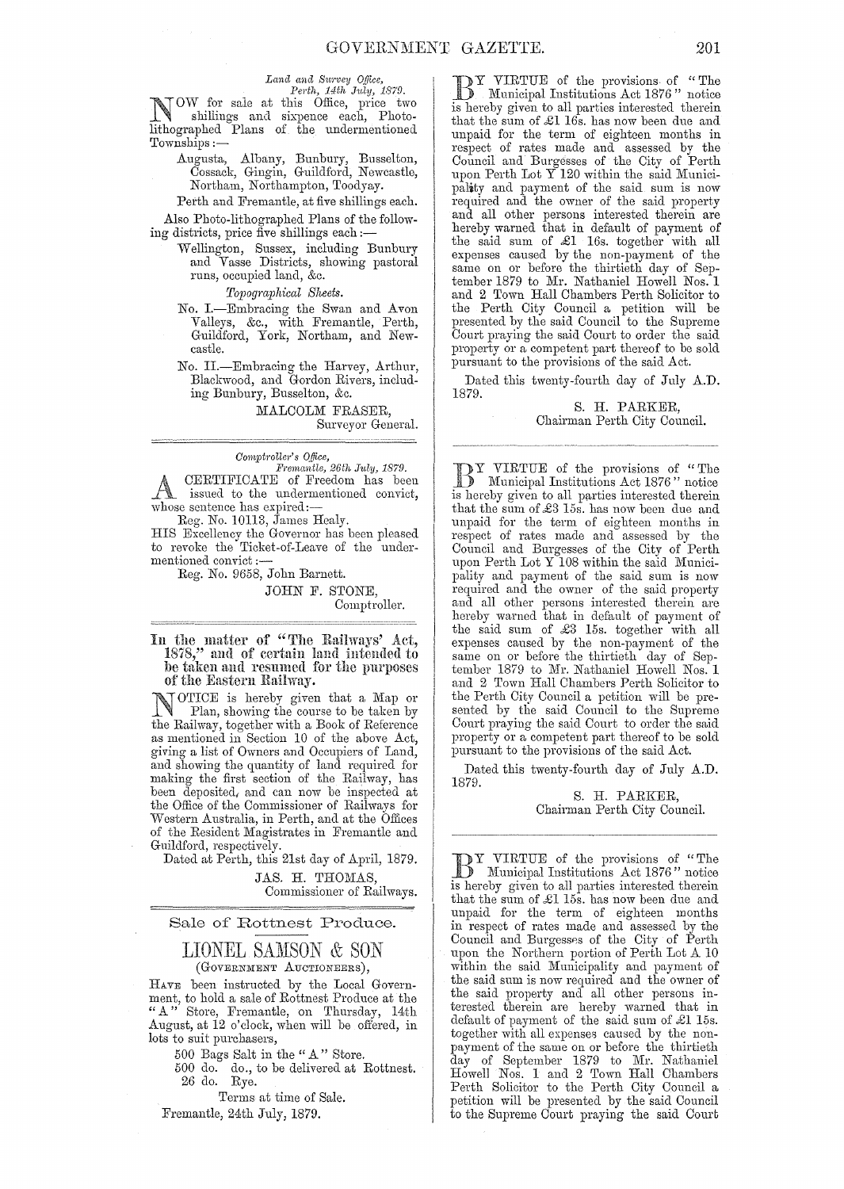*Land and Survey Office,*
*Perth, 14th July, 1879.*

NOW for sale at this Office, price two shillings and sixpence each, Photo-lithographed Plans of the undermentioned Townships:—

Augusta, Albany, Bunbury, Busselton, Cossack, Gingin, Guildford, Newcastle, Northam, Northampton, Toodyay.

Perth and Fremantle, at five shillings each.

Also Photo-lithographed Plans of the following districts, price five shillings each:—

Wellington, Sussex, including Bunbury and Vasse Districts, showing pastoral runs, occupied land, &c.

*Topographical Sheets.*

No. I.—Embracing the Swan and Avon Valleys, &c., with Fremantle, Perth, Guildford, York, Northam, and Newcastle.

No. II.—Embracing the Harvey, Arthur, Blackwood, and Gordon Rivers, including Bunbury, Busselton, &c.

MALCOLM FRASER,
Surveyor General.

---

*Comptroller's Office,*
*Fremantle, 26th July, 1879.*

A CERTIFICATE of Freedom has been issued to the undermentioned convict, whose sentence has expired:—

Reg. No. 10113, James Healy.

HIS Excellency the Governor has been pleased to revoke the Ticket-of-Leave of the undermentioned convict:—

Reg. No. 9658, John Barnett.

JOHN F. STONE,
Comptroller.

---

**In the matter of "The Railways' Act, 1878," and of certain land intended to be taken and resumed for the purposes of the Eastern Railway.**

NOTICE is hereby given that a Map or Plan, showing the course to be taken by the Railway, together with a Book of Reference as mentioned in Section 10 of the above Act, giving a list of Owners and Occupiers of Land, and showing the quantity of land required for making the first section of the Railway, has been deposited, and can now be inspected at the Office of the Commissioner of Railways for Western Australia, in Perth, and at the Offices of the Resident Magistrates in Fremantle and Guildford, respectively.

Dated at Perth, this 21st day of April, 1879.

JAS. H. THOMAS,
Commissioner of Railways.

---

## Sale of Rottnest Produce.

## LIONEL SAMSON & SON
(GOVERNMENT AUCTIONEERS),

HAVE been instructed by the Local Government, to hold a sale of Rottnest Produce at the "A" Store, Fremantle, on Thursday, 14th August, at 12 o'clock, when will be offered, in lots to suit purchasers,

500 Bags Salt in the "A" Store.
500 do. do., to be delivered at Rottnest.
26 do. Rye.

Terms at time of Sale.

Fremantle, 24th July, 1879.

---

BY VIRTUE of the provisions of "The Municipal Institutions Act 1876" notice is hereby given to all parties interested therein that the sum of £1 16s. has now been due and unpaid for the term of eighteen months in respect of rates made and assessed by the Council and Burgesses of the City of Perth upon Perth Lot Y 120 within the said Municipality and payment of the said sum is now required and the owner of the said property and all other persons interested therein are hereby warned that in default of payment of the said sum of £1 16s. together with all expenses caused by the non-payment of the same on or before the thirtieth day of September 1879 to Mr. Nathaniel Howell Nos. 1 and 2 Town Hall Chambers Perth Solicitor to the Perth City Council a petition will be presented by the said Council to the Supreme Court praying the said Court to order the said property or a competent part thereof to be sold pursuant to the provisions of the said Act.

Dated this twenty-fourth day of July A.D. 1879.

S. H. PARKER,
Chairman Perth City Council.

---

BY VIRTUE of the provisions of "The Municipal Institutions Act 1876" notice is hereby given to all parties interested therein that the sum of £3 15s. has now been due and unpaid for the term of eighteen months in respect of rates made and assessed by the Council and Burgesses of the City of Perth upon Perth Lot Y 108 within the said Municipality and payment of the said sum is now required and the owner of the said property and all other persons interested therein are hereby warned that in default of payment of the said sum of £3 15s. together with all expenses caused by the non-payment of the same on or before the thirtieth day of September 1879 to Mr. Nathaniel Howell Nos. 1 and 2 Town Hall Chambers Perth Solicitor to the Perth City Council a petition will be presented by the said Council to the Supreme Court praying the said Court to order the said property or a competent part thereof to be sold pursuant to the provisions of the said Act.

Dated this twenty-fourth day of July A.D. 1879.

S. H. PARKER,
Chairman Perth City Council.

---

BY VIRTUE of the provisions of "The Municipal Institutions Act 1876" notice is hereby given to all parties interested therein that the sum of £1 15s. has now been due and unpaid for the term of eighteen months in respect of rates made and assessed by the Council and Burgesses of the City of Perth upon the Northern portion of Perth Lot A 10 within the said Municipality and payment of the said sum is now required and the owner of the said property and all other persons interested therein are hereby warned that in default of payment of the said sum of £1 15s. together with all expenses caused by the non-payment of the same on or before the thirtieth day of September 1879 to Mr. Nathaniel Howell Nos. 1 and 2 Town Hall Chambers Perth Solicitor to the Perth City Council a petition will be presented by the said Council to the Supreme Court praying the said Court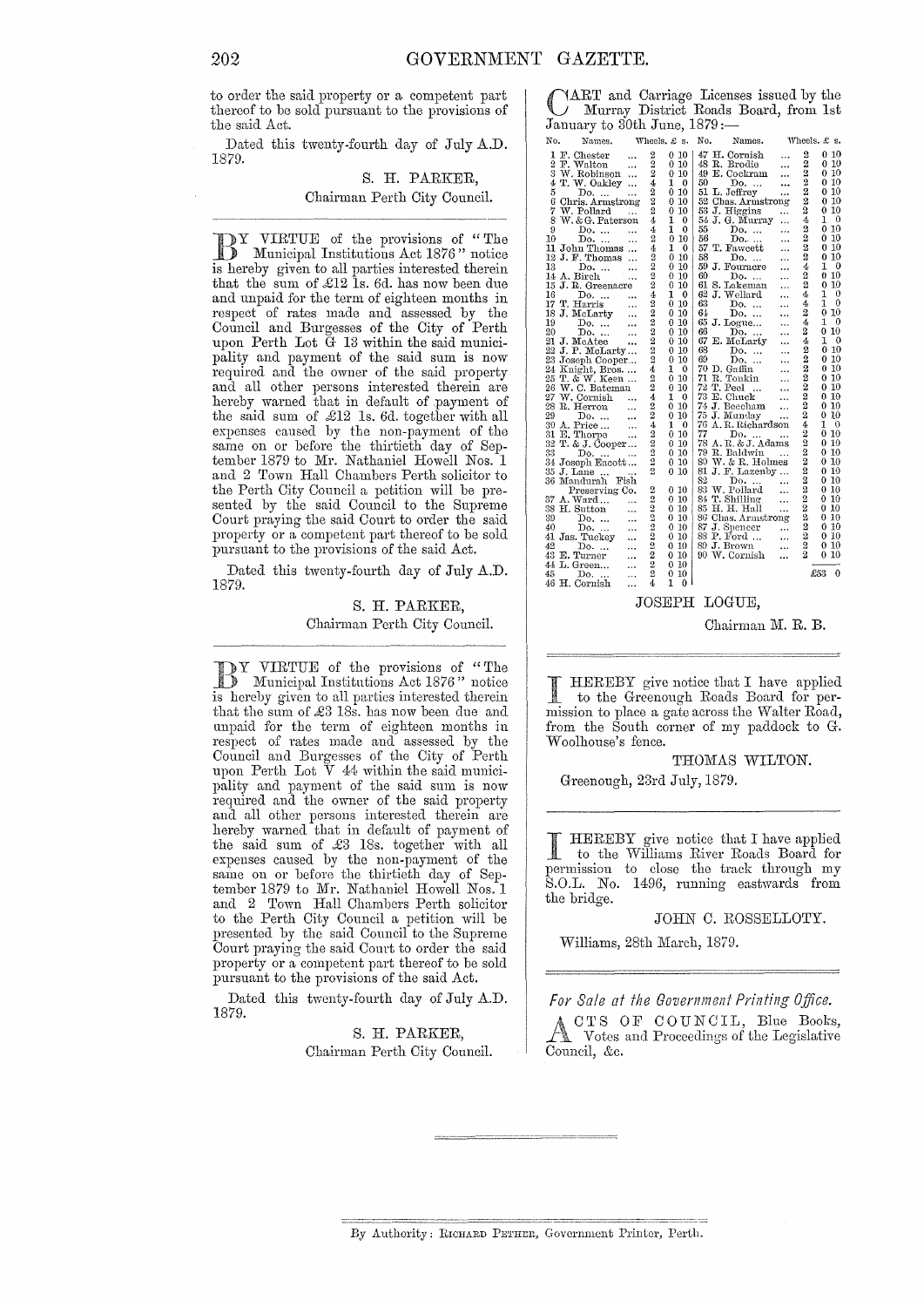to order the said property or a competent part thereof to be sold pursuant to the provisions of the said Act.

Dated this twenty-fourth day of July A.D. 1879.

S. H. PARKER,
Chairman Perth City Council.

---

BY VIRTUE of the provisions of "The Municipal Institutions Act 1876" notice is hereby given to all parties interested therein that the sum of £12 1s. 6d. has now been due and unpaid for the term of eighteen months in respect of rates made and assessed by the Council and Burgesses of the City of Perth upon Perth Lot G 13 within the said municipality and payment of the said sum is now required and the owner of the said property and all other persons interested therein are hereby warned that in default of payment of the said sum of £12 1s. 6d. together with all expenses caused by the non-payment of the same on or before the thirtieth day of September 1879 to Mr. Nathaniel Howell Nos. 1 and 2 Town Hall Chambers Perth solicitor to the Perth City Council a petition will be presented by the said Council to the Supreme Court praying the said Court to order the said property or a competent part thereof to be sold pursuant to the provisions of the said Act.

Dated this twenty-fourth day of July A.D. 1879.

S. H. PARKER,
Chairman Perth City Council.

---

BY VIRTUE of the provisions of "The Municipal Institutions Act 1876" notice is hereby given to all parties interested therein that the sum of £3 18s. has now been due and unpaid for the term of eighteen months in respect of rates made and assessed by the Council and Burgesses of the City of Perth upon Perth Lot V 44 within the said municipality and payment of the said sum is now required and the owner of the said property and all other persons interested therein are hereby warned that in default of payment of the said sum of £3 18s. together with all expenses caused by the non-payment of the same on or before the thirtieth day of September 1879 to Mr. Nathaniel Howell Nos. 1 and 2 Town Hall Chambers Perth solicitor to the Perth City Council a petition will be presented by the said Council to the Supreme Court praying the said Court to order the said property or a competent part thereof to be sold pursuant to the provisions of the said Act.

Dated this twenty-fourth day of July A.D. 1879.

S. H. PARKER,
Chairman Perth City Council.

---

CART and Carriage Licenses issued by the Murray District Roads Board, from 1st January to 30th June, 1879:—

| No. | Names. | Wheels. | £ | s. | No. | Names. | Wheels. | £ | s. |
|---|---|---|---|---|---|---|---|---|---|
| 1 | F. Chester ... | 2 | 0 | 10 | 47 | H. Cornish ... | 2 | 0 | 10 |
| 2 | F. Walton ... | 2 | 0 | 10 | 48 | R. Brodie ... | 2 | 0 | 10 |
| 3 | W. Robinson ... | 2 | 0 | 10 | 49 | E. Cockram ... | 2 | 0 | 10 |
| 4 | T. W. Oakley ... | 4 | 1 | 0 | 50 | Do. ... | 2 | 0 | 10 |
| 5 | Do. ... | 2 | 0 | 10 | 51 | L. Jeffrey ... | 2 | 0 | 10 |
| 6 | Chris. Armstrong | 2 | 0 | 10 | 52 | Chas. Armstrong | 2 | 0 | 10 |
| 7 | W. Pollard ... | 2 | 0 | 10 | 53 | J. Higgins ... | 2 | 0 | 10 |
| 8 | W. & G. Paterson | 4 | 1 | 0 | 54 | J. G. Murray ... | 4 | 1 | 0 |
| 9 | Do. ... | 4 | 1 | 0 | 55 | Do. ... | 2 | 0 | 10 |
| 10 | Do. ... | 2 | 0 | 10 | 56 | Do. ... | 2 | 0 | 10 |
| 11 | John Thomas ... | 4 | 1 | 0 | 57 | T. Fawcett ... | 2 | 0 | 10 |
| 12 | J. F. Thomas ... | 2 | 0 | 10 | 58 | Do. ... | 2 | 0 | 10 |
| 13 | Do. ... | 2 | 0 | 10 | 59 | J. Fourmere ... | 4 | 1 | 0 |
| 14 | A. Birch ... | 2 | 0 | 10 | 60 | Do. ... | 2 | 0 | 10 |
| 15 | J. R. Greenacre | 2 | 0 | 10 | 61 | S. Lakeman ... | 2 | 0 | 10 |
| 16 | Do. ... | 4 | 1 | 0 | 62 | J. Wellard ... | 4 | 1 | 0 |
| 17 | T. Harris ... | 2 | 0 | 10 | 63 | Do. ... | 4 | 1 | 0 |
| 18 | J. McLarty ... | 2 | 0 | 10 | 64 | Do. ... | 2 | 0 | 10 |
| 19 | Do. ... | 2 | 0 | 10 | 65 | J. Logue... ... | 4 | 1 | 0 |
| 20 | Do. ... | 2 | 0 | 10 | 66 | Do. ... | 2 | 0 | 10 |
| 21 | J. McAtee ... | 2 | 0 | 10 | 67 | E. McLarty ... | 4 | 1 | 0 |
| 22 | J. P. McLarty... | 2 | 0 | 10 | 68 | Do. ... | 2 | 0 | 10 |
| 23 | Joseph Cooper... | 2 | 0 | 10 | 69 | Do. ... | 2 | 0 | 10 |
| 24 | Knight, Bros. ... | 4 | 1 | 0 | 70 | D. Gaffin ... | 2 | 0 | 10 |
| 25 | T. & W. Keen ... | 2 | 0 | 10 | 71 | R. Tonkin ... | 2 | 0 | 10 |
| 26 | W. C. Bateman | 2 | 0 | 10 | 72 | T. Peel ... | 2 | 0 | 10 |
| 27 | W. Cornish ... | 4 | 1 | 0 | 73 | E. Chuck ... | 2 | 0 | 10 |
| 28 | R. Herron ... | 2 | 0 | 10 | 74 | J. Beecham ... | 2 | 0 | 10 |
| 29 | Do. ... | 2 | 0 | 10 | 75 | J. Munday ... | 2 | 0 | 10 |
| 30 | A. Price ... | 4 | 1 | 0 | 76 | A. R. Richardson | 4 | 1 | 0 |
| 31 | E. Thorpe ... | 2 | 0 | 10 | 77 | Do. ... | 2 | 0 | 10 |
| 32 | T. & J. Cooper... | 2 | 0 | 10 | 78 | A. R. & J. Adams | 2 | 0 | 10 |
| 33 | Do. ... | 2 | 0 | 10 | 79 | R. Baldwin ... | 2 | 0 | 10 |
| 34 | Joseph Eacott... | 2 | 0 | 10 | 80 | W. & R. Holmes | 2 | 0 | 10 |
| 35 | J. Lane ... | 2 | 0 | 10 | 81 | J. F. Lazenby ... | 2 | 0 | 10 |
| 36 | Mandurah Fish Preserving Co. | 2 | 0 | 10 | 82 | Do. ... | 2 | 0 | 10 |
| | | | | | 83 | W. Pollard ... | 2 | 0 | 10 |
| 37 | A. Ward ... | 2 | 0 | 10 | 84 | T. Shilling ... | 2 | 0 | 10 |
| 38 | H. Sutton ... | 2 | 0 | 10 | 85 | H. H. Hall ... | 2 | 0 | 10 |
| 39 | Do. ... | 2 | 0 | 10 | 86 | Chas. Armstrong | 2 | 0 | 10 |
| 40 | Do. ... | 2 | 0 | 10 | 87 | J. Spencer ... | 2 | 0 | 10 |
| 41 | Jas. Tuckey ... | 2 | 0 | 10 | 88 | P. Ford ... | 2 | 0 | 10 |
| 42 | Do. ... | 2 | 0 | 10 | 89 | J. Brown ... | 2 | 0 | 10 |
| 43 | E. Turner ... | 2 | 0 | 10 | 90 | W. Cornish ... | 2 | 0 | 10 |
| 44 | L. Green... ... | 2 | 0 | 10 | | | | | |
| 45 | Do. ... | 2 | 0 | 10 | | | | £53 | 0 |
| 46 | H. Cornish ... | 4 | 1 | 0 | | | | | |

JOSEPH LOGUE,
Chairman M. R. B.

---

I HEREBY give notice that I have applied to the Greenough Roads Board for permission to place a gate across the Walter Road, from the South corner of my paddock to G. Woolhouse's fence.

THOMAS WILTON.

Greenough, 23rd July, 1879.

---

I HEREBY give notice that I have applied to the Williams River Roads Board for permission to close the track through my S.O.L. No. 1496, running eastwards from the bridge.

JOHN C. ROSSELLOTY.

Williams, 28th March, 1879.

---

*For Sale at the Government Printing Office.*

ACTS OF COUNCIL, Blue Books, Votes and Proceedings of the Legislative Council, &c.

---

By Authority: RICHARD PETHER, Government Printer, Perth.